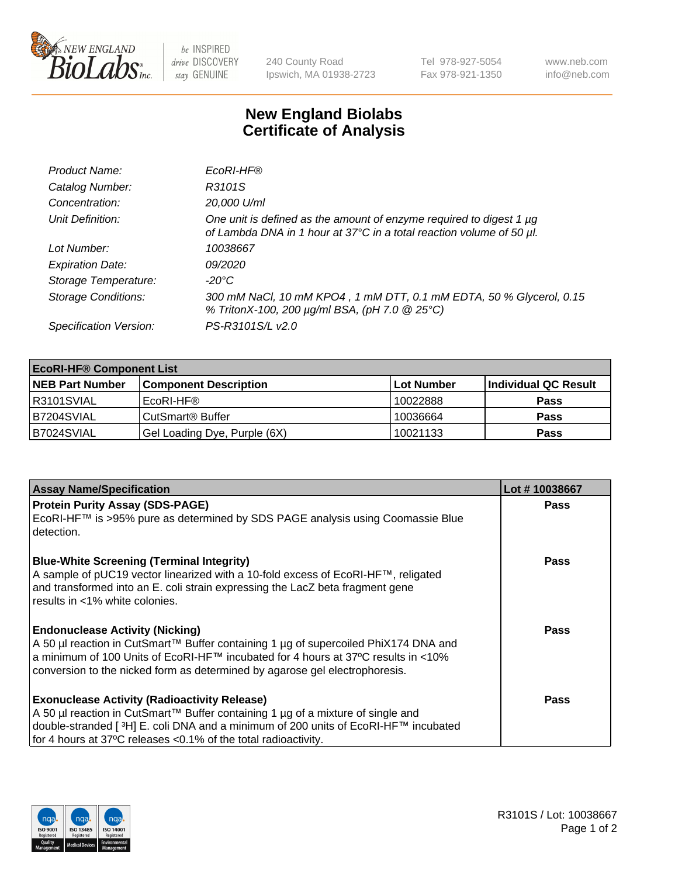# New England Biolabs
# Certificate of Analysis

| | |
|---|---|
| *Product Name:* | *EcoRI-HF®* |
| *Catalog Number:* | *R3101S* |
| *Concentration:* | *20,000 U/ml* |
| *Unit Definition:* | *One unit is defined as the amount of enzyme required to digest 1 µg of Lambda DNA in 1 hour at 37°C in a total reaction volume of 50 µl.* |
| *Lot Number:* | *10038667* |
| *Expiration Date:* | *09/2020* |
| *Storage Temperature:* | *-20°C* |
| *Storage Conditions:* | *300 mM NaCl, 10 mM KPO4 , 1 mM DTT, 0.1 mM EDTA, 50 % Glycerol, 0.15 % TritonX-100, 200 µg/ml BSA, (pH 7.0 @ 25°C)* |
| *Specification Version:* | *PS-R3101S/L v2.0* |

| EcoRI-HF® Component List | | | |
|---|---|---|---|
| **NEB Part Number** | **Component Description** | **Lot Number** | **Individual QC Result** |
| R3101SVIAL | EcoRI-HF® | 10022888 | **Pass** |
| B7204SVIAL | CutSmart® Buffer | 10036664 | **Pass** |
| B7024SVIAL | Gel Loading Dye, Purple (6X) | 10021133 | **Pass** |

| Assay Name/Specification | Lot # 10038667 |
|---|---|
| **Protein Purity Assay (SDS-PAGE)**<br>EcoRI-HF™ is >95% pure as determined by SDS PAGE analysis using Coomassie Blue detection. | **Pass** |
| **Blue-White Screening (Terminal Integrity)**<br>A sample of pUC19 vector linearized with a 10-fold excess of EcoRI-HF™, religated and transformed into an E. coli strain expressing the LacZ beta fragment gene results in <1% white colonies. | **Pass** |
| **Endonuclease Activity (Nicking)**<br>A 50 µl reaction in CutSmart™ Buffer containing 1 µg of supercoiled PhiX174 DNA and a minimum of 100 Units of EcoRI-HF™ incubated for 4 hours at 37ºC results in <10% conversion to the nicked form as determined by agarose gel electrophoresis. | **Pass** |
| **Exonuclease Activity (Radioactivity Release)**<br>A 50 µl reaction in CutSmart™ Buffer containing 1 µg of a mixture of single and double-stranded [ $^3$H] E. coli DNA and a minimum of 200 units of EcoRI-HF™ incubated for 4 hours at 37ºC releases <0.1% of the total radioactivity. | **Pass** |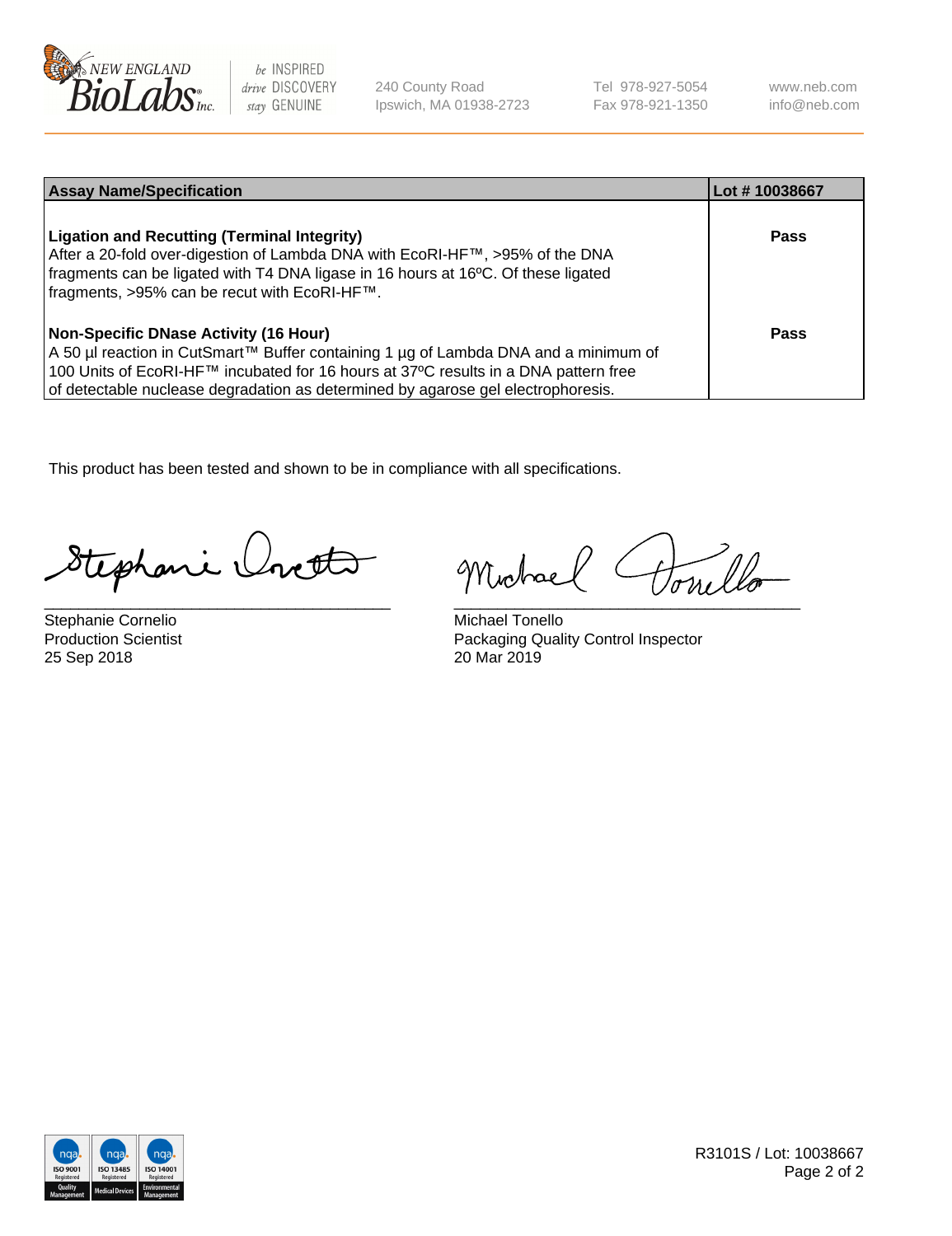be INSPIRED drive DISCOVERY stay GENUINE

240 County Road
Ipswich, MA 01938-2723

Tel 978-927-5054
Fax 978-921-1350

www.neb.com
info@neb.com

| Assay Name/Specification | Lot # 10038667 |
|---|---|
| **Ligation and Recutting (Terminal Integrity)**<br>After a 20-fold over-digestion of Lambda DNA with EcoRI-HF™, >95% of the DNA fragments can be ligated with T4 DNA ligase in 16 hours at 16ºC. Of these ligated fragments, >95% can be recut with EcoRI-HF™. | **Pass** |
| **Non-Specific DNase Activity (16 Hour)**<br>A 50 µl reaction in CutSmart™ Buffer containing 1 µg of Lambda DNA and a minimum of 100 Units of EcoRI-HF™ incubated for 16 hours at 37ºC results in a DNA pattern free of detectable nuclease degradation as determined by agarose gel electrophoresis. | **Pass** |

This product has been tested and shown to be in compliance with all specifications.

Stephanie Cornelio
Production Scientist
25 Sep 2018

Michael Tonello
Packaging Quality Control Inspector
20 Mar 2019

R3101S / Lot: 10038667